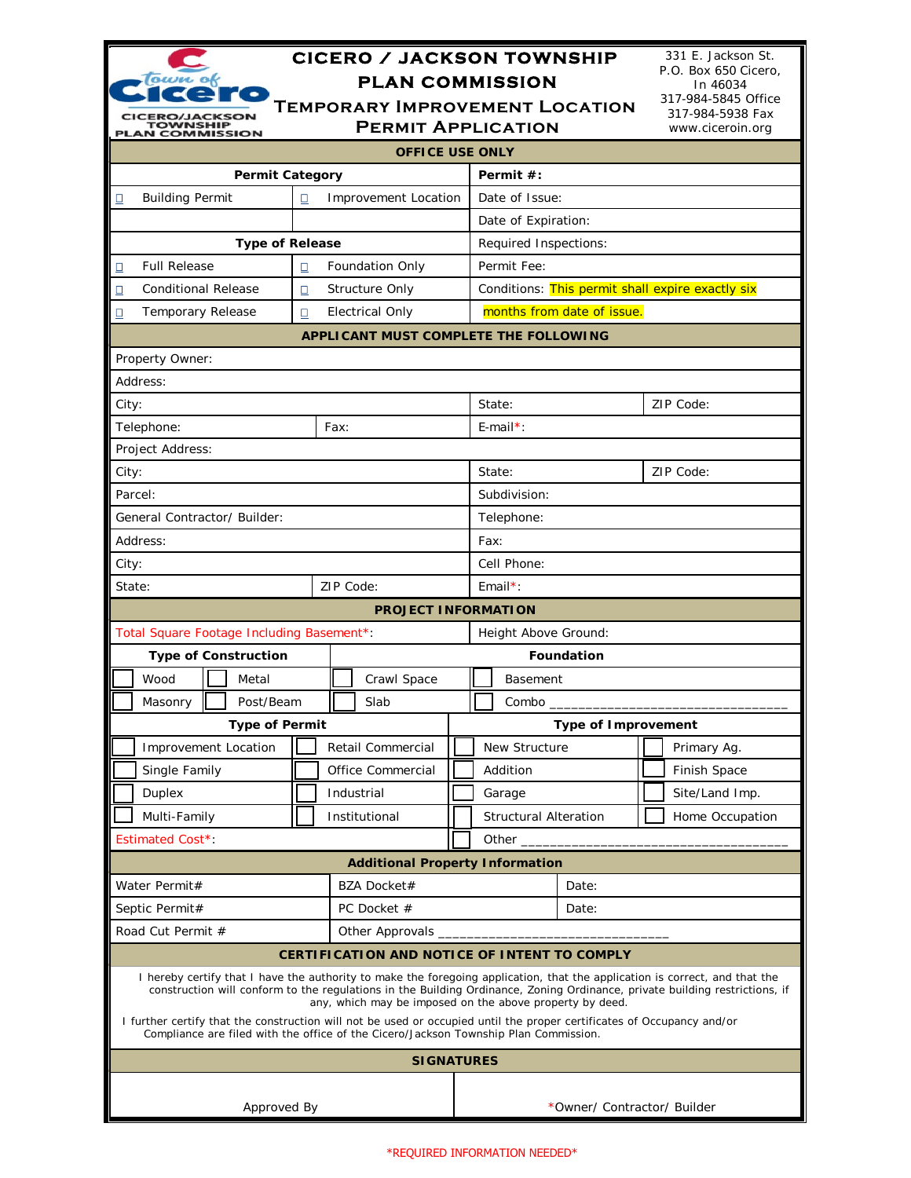# CICERO / JACKSON TOWNSHIP PLAN COMMISSION

## TEMPORARY IMPROVEMENT LOCATION PERMIT APPLICATION

Town of Cicero
CICERO/JACKSON TOWNSHIP PLAN COMMISSION

331 E. Jackson St.
P.O. Box 650 Cicero, In 46034
317-984-5845 Office
317-984-5938 Fax
www.ciceroin.org

### OFFICE USE ONLY

| Permit Category | | Permit #: |
|---|---|---|
| ☐ Building Permit | ☐ Improvement Location | Date of Issue: |
| | | Date of Expiration: |
| **Type of Release** | | Required Inspections: |
| ☐ Full Release | ☐ Foundation Only | Permit Fee: |
| ☐ Conditional Release | ☐ Structure Only | Conditions: This permit shall expire exactly six |
| ☐ Temporary Release | ☐ Electrical Only | months from date of issue. |

### APPLICANT MUST COMPLETE THE FOLLOWING

| | | | |
|---|---|---|---|
| Property Owner: | | | |
| Address: | | | |
| City: | | State: | ZIP Code: |
| Telephone: | Fax: | E-mail*: | |
| Project Address: | | | |
| City: | | State: | ZIP Code: |
| Parcel: | | Subdivision: | |
| General Contractor/ Builder: | | Telephone: | |
| Address: | | Fax: | |
| City: | | Cell Phone: | |
| State: | ZIP Code: | Email*: | |

### PROJECT INFORMATION

| | | | |
|---|---|---|---|
| Total Square Footage Including Basement*: | | Height Above Ground: | |
| **Type of Construction** | | **Foundation** | |
| ☐ Wood | ☐ Metal | ☐ Crawl Space | ☐ Basement |
| ☐ Masonry | ☐ Post/Beam | ☐ Slab | ☐ Combo ________________ |

| Type of Permit | | Type of Improvement | |
|---|---|---|---|
| ☐ Improvement Location | ☐ Retail Commercial | ☐ New Structure | ☐ Primary Ag. |
| ☐ Single Family | ☐ Office Commercial | ☐ Addition | ☐ Finish Space |
| ☐ Duplex | ☐ Industrial | ☐ Garage | ☐ Site/Land Imp. |
| ☐ Multi-Family | ☐ Institutional | ☐ Structural Alteration | ☐ Home Occupation |
| Estimated Cost*: | | ☐ Other ________________ | |

### Additional Property Information

| | | |
|---|---|---|
| Water Permit# | BZA Docket# | Date: |
| Septic Permit# | PC Docket # | Date: |
| Road Cut Permit # | Other Approvals ________________ | |

### CERTIFICATION AND NOTICE OF INTENT TO COMPLY

I hereby certify that I have the authority to make the foregoing application, that the application is correct, and that the construction will conform to the regulations in the Building Ordinance, Zoning Ordinance, private building restrictions, if any, which may be imposed on the above property by deed.

I further certify that the construction will not be used or occupied until the proper certificates of Occupancy and/or Compliance are filed with the office of the Cicero/Jackson Township Plan Commission.

### SIGNATURES

| | |
|---|---|
| Approved By | *Owner/ Contractor/ Builder |

*REQUIRED INFORMATION NEEDED*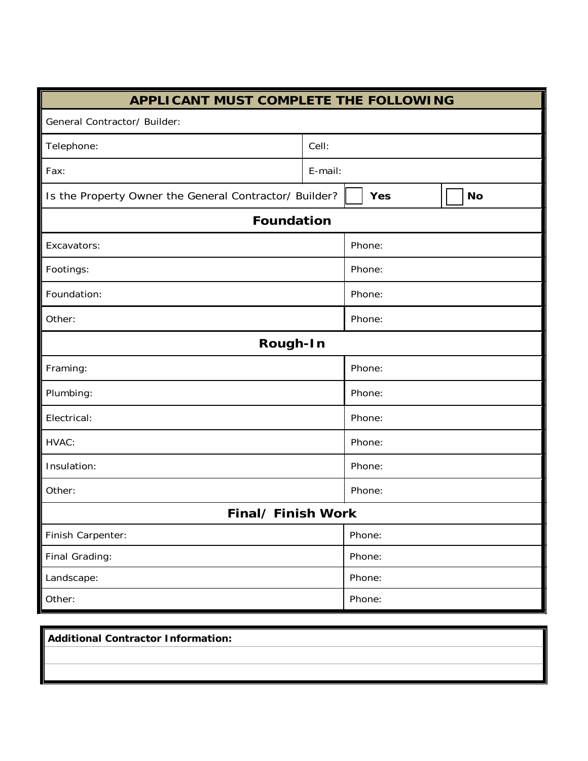| APPLICANT MUST COMPLETE THE FOLLOWING | | | |
|---|---|---|---|
| General Contractor/ Builder: | | | |
| Telephone: | Cell: | | |
| Fax: | E-mail: | | |
| Is the Property Owner the General Contractor/ Builder? | ☐ **Yes** | ☐ **No** | |
| **Foundation** | | | |
| Excavators: | Phone: | | |
| Footings: | Phone: | | |
| Foundation: | Phone: | | |
| Other: | Phone: | | |
| **Rough-In** | | | |
| Framing: | Phone: | | |
| Plumbing: | Phone: | | |
| Electrical: | Phone: | | |
| HVAC: | Phone: | | |
| Insulation: | Phone: | | |
| Other: | Phone: | | |
| **Final/ Finish Work** | | | |
| Finish Carpenter: | Phone: | | |
| Final Grading: | Phone: | | |
| Landscape: | Phone: | | |
| Other: | Phone: | | |

| **Additional Contractor Information:** |
|---|
| |
| |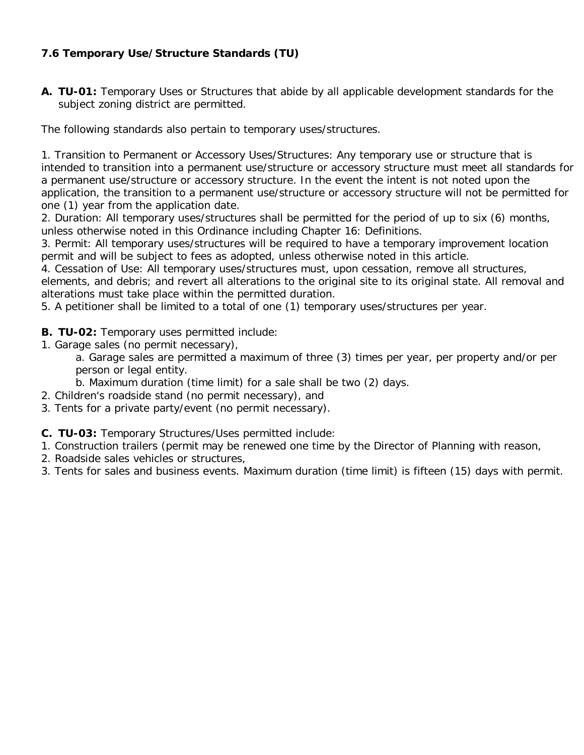### 7.6 Temporary Use/Structure Standards (TU)

**A. TU-01:** Temporary Uses or Structures that abide by all applicable development standards for the subject zoning district are permitted.

The following standards also pertain to temporary uses/structures.

1. Transition to Permanent or Accessory Uses/Structures: Any temporary use or structure that is intended to transition into a permanent use/structure or accessory structure must meet all standards for a permanent use/structure or accessory structure. In the event the intent is not noted upon the application, the transition to a permanent use/structure or accessory structure will not be permitted for one (1) year from the application date.
2. Duration: All temporary uses/structures shall be permitted for the period of up to six (6) months, unless otherwise noted in this Ordinance including Chapter 16: Definitions.
3. Permit: All temporary uses/structures will be required to have a temporary improvement location permit and will be subject to fees as adopted, unless otherwise noted in this article.
4. Cessation of Use: All temporary uses/structures must, upon cessation, remove all structures, elements, and debris; and revert all alterations to the original site to its original state. All removal and alterations must take place within the permitted duration.
5. A petitioner shall be limited to a total of one (1) temporary uses/structures per year.

**B. TU-02:** Temporary uses permitted include:

1. Garage sales (no permit necessary),
   a. Garage sales are permitted a maximum of three (3) times per year, per property and/or per person or legal entity.
   b. Maximum duration (time limit) for a sale shall be two (2) days.
2. Children's roadside stand (no permit necessary), and
3. Tents for a private party/event (no permit necessary).

**C. TU-03:** Temporary Structures/Uses permitted include:

1. Construction trailers (permit may be renewed one time by the Director of Planning with reason,
2. Roadside sales vehicles or structures,
3. Tents for sales and business events. Maximum duration (time limit) is fifteen (15) days with permit.